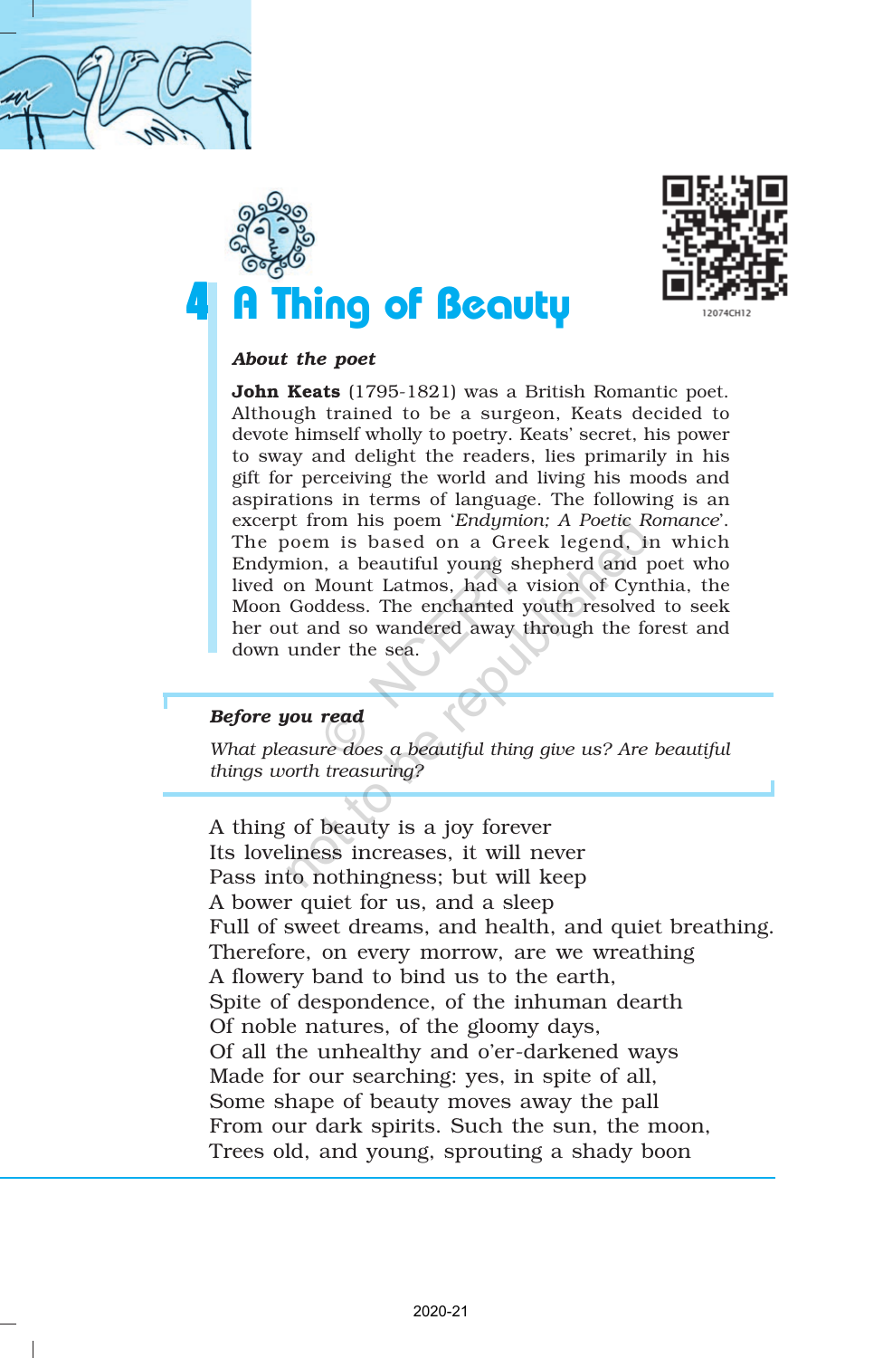# 4 A Thing of Beauty

***About the poet***

**John Keats** (1795-1821) was a British Romantic poet. Although trained to be a surgeon, Keats decided to devote himself wholly to poetry. Keats' secret, his power to sway and delight the readers, lies primarily in his gift for perceiving the world and living his moods and aspirations in terms of language. The following is an excerpt from his poem '*Endymion; A Poetic Romance*'. The poem is based on a Greek legend, in which Endymion, a beautiful young shepherd and poet who lived on Mount Latmos, had a vision of Cynthia, the Moon Goddess. The enchanted youth resolved to seek her out and so wandered away through the forest and down under the sea.

***Before you read***

*What pleasure does a beautiful thing give us? Are beautiful things worth treasuring?*

A thing of beauty is a joy forever  
Its loveliness increases, it will never  
Pass into nothingness; but will keep  
A bower quiet for us, and a sleep  
Full of sweet dreams, and health, and quiet breathing.  
Therefore, on every morrow, are we wreathing  
A flowery band to bind us to the earth,  
Spite of despondence, of the inhuman dearth  
Of noble natures, of the gloomy days,  
Of all the unhealthy and o'er-darkened ways  
Made for our searching: yes, in spite of all,  
Some shape of beauty moves away the pall  
From our dark spirits. Such the sun, the moon,  
Trees old, and young, sprouting a shady boon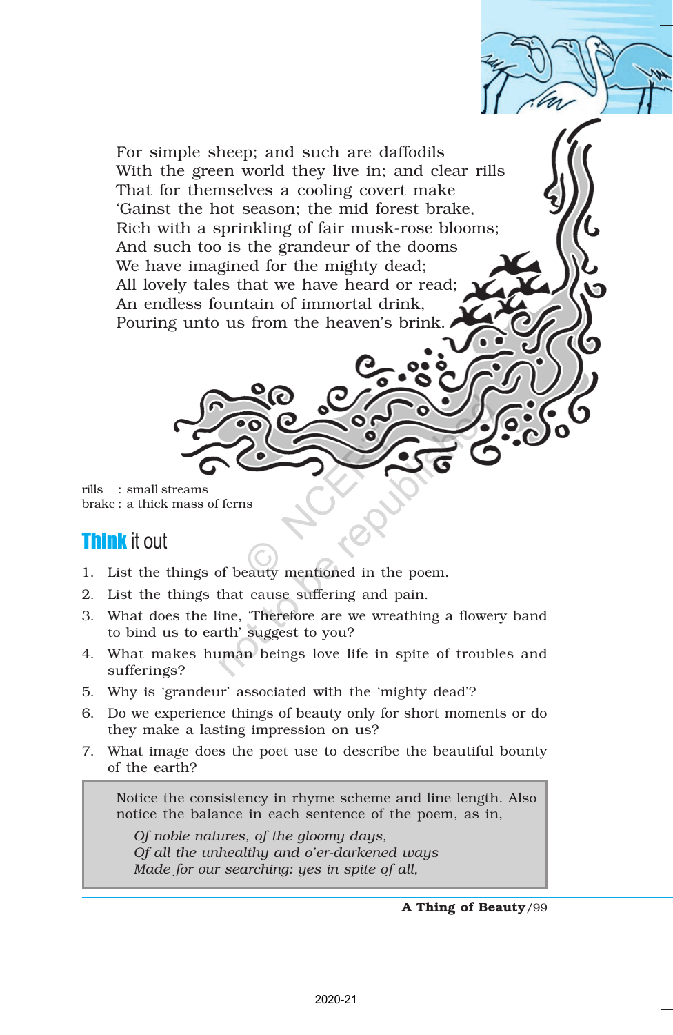For simple sheep; and such are daffodils
With the green world they live in; and clear rills
That for themselves a cooling covert make
'Gainst the hot season; the mid forest brake,
Rich with a sprinkling of fair musk-rose blooms;
And such too is the grandeur of the dooms
We have imagined for the mighty dead;
All lovely tales that we have heard or read;
An endless fountain of immortal drink,
Pouring unto us from the heaven's brink.

rills : small streams
brake : a thick mass of ferns

## Think it out

1. List the things of beauty mentioned in the poem.
2. List the things that cause suffering and pain.
3. What does the line, 'Therefore are we wreathing a flowery band to bind us to earth' suggest to you?
4. What makes human beings love life in spite of troubles and sufferings?
5. Why is 'grandeur' associated with the 'mighty dead'?
6. Do we experience things of beauty only for short moments or do they make a lasting impression on us?
7. What image does the poet use to describe the beautiful bounty of the earth?

Notice the consistency in rhyme scheme and line length. Also notice the balance in each sentence of the poem, as in,

*Of noble natures, of the gloomy days,*
*Of all the unhealthy and o'er-darkened ways*
*Made for our searching: yes in spite of all,*